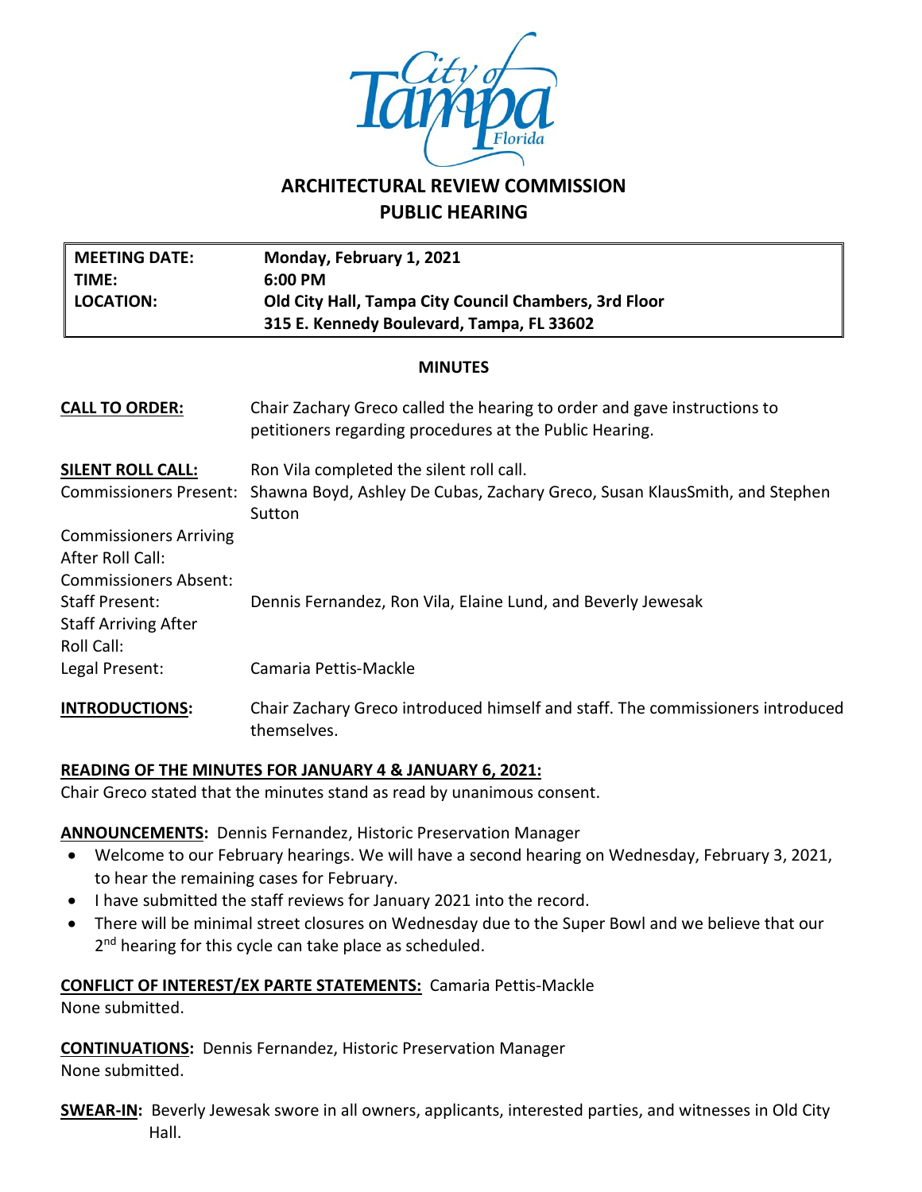# ARCHITECTURAL REVIEW COMMISSION
## PUBLIC HEARING

| | |
|---|---|
| **MEETING DATE:** | **Monday, February 1, 2021** |
| **TIME:** | **6:00 PM** |
| **LOCATION:** | **Old City Hall, Tampa City Council Chambers, 3rd Floor**<br>**315 E. Kennedy Boulevard, Tampa, FL 33602** |

**MINUTES**

**CALL TO ORDER:** Chair Zachary Greco called the hearing to order and gave instructions to petitioners regarding procedures at the Public Hearing.

**SILENT ROLL CALL:** Ron Vila completed the silent roll call.

Commissioners Present: Shawna Boyd, Ashley De Cubas, Zachary Greco, Susan KlausSmith, and Stephen Sutton

Commissioners Arriving After Roll Call:

Commissioners Absent:

Staff Present: Dennis Fernandez, Ron Vila, Elaine Lund, and Beverly Jewesak

Staff Arriving After Roll Call:

Legal Present: Camaria Pettis-Mackle

**INTRODUCTIONS:** Chair Zachary Greco introduced himself and staff. The commissioners introduced themselves.

**READING OF THE MINUTES FOR JANUARY 4 & JANUARY 6, 2021:**
Chair Greco stated that the minutes stand as read by unanimous consent.

**ANNOUNCEMENTS:** Dennis Fernandez, Historic Preservation Manager

- Welcome to our February hearings. We will have a second hearing on Wednesday, February 3, 2021, to hear the remaining cases for February.
- I have submitted the staff reviews for January 2021 into the record.
- There will be minimal street closures on Wednesday due to the Super Bowl and we believe that our 2nd hearing for this cycle can take place as scheduled.

**CONFLICT OF INTEREST/EX PARTE STATEMENTS:** Camaria Pettis-Mackle
None submitted.

**CONTINUATIONS:** Dennis Fernandez, Historic Preservation Manager
None submitted.

**SWEAR-IN:** Beverly Jewesak swore in all owners, applicants, interested parties, and witnesses in Old City Hall.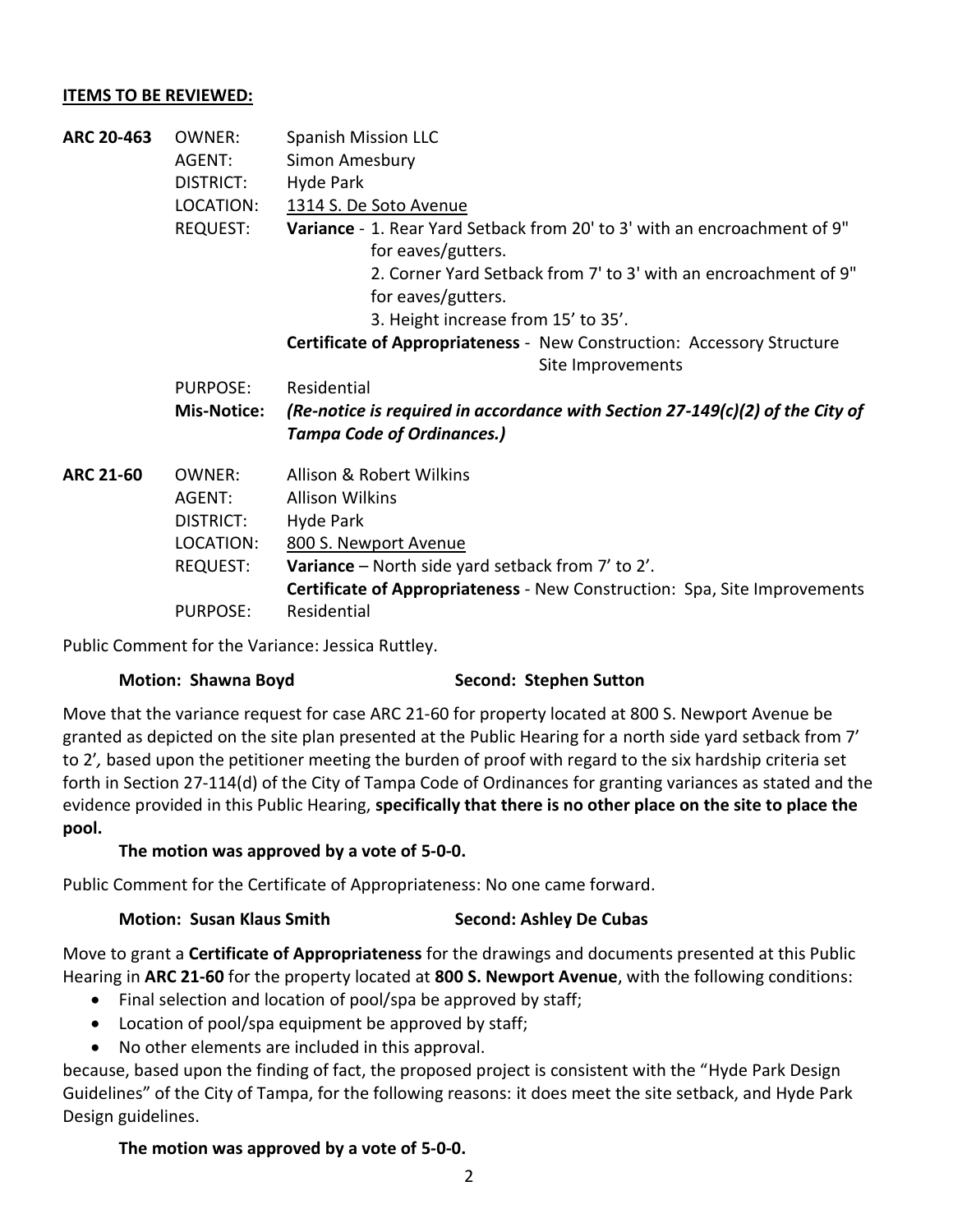**ITEMS TO BE REVIEWED:**

**ARC 20-463**

| | |
|---|---|
| OWNER: | Spanish Mission LLC |
| AGENT: | Simon Amesbury |
| DISTRICT: | Hyde Park |
| LOCATION: | 1314 S. De Soto Avenue |
| REQUEST: | **Variance** - 1. Rear Yard Setback from 20' to 3' with an encroachment of 9" for eaves/gutters. 2. Corner Yard Setback from 7' to 3' with an encroachment of 9" for eaves/gutters. 3. Height increase from 15' to 35'. **Certificate of Appropriateness** - New Construction: Accessory Structure Site Improvements |
| PURPOSE: | Residential |
| **Mis-Notice:** | ***(Re-notice is required in accordance with Section 27-149(c)(2) of the City of Tampa Code of Ordinances.)*** |

**ARC 21-60**

| | |
|---|---|
| OWNER: | Allison & Robert Wilkins |
| AGENT: | Allison Wilkins |
| DISTRICT: | Hyde Park |
| LOCATION: | 800 S. Newport Avenue |
| REQUEST: | **Variance** – North side yard setback from 7' to 2'. **Certificate of Appropriateness** - New Construction: Spa, Site Improvements |
| PURPOSE: | Residential |

Public Comment for the Variance: Jessica Ruttley.

**Motion: Shawna Boyd** **Second: Stephen Sutton**

Move that the variance request for case ARC 21-60 for property located at 800 S. Newport Avenue be granted as depicted on the site plan presented at the Public Hearing for a north side yard setback from 7' to 2', based upon the petitioner meeting the burden of proof with regard to the six hardship criteria set forth in Section 27-114(d) of the City of Tampa Code of Ordinances for granting variances as stated and the evidence provided in this Public Hearing, **specifically that there is no other place on the site to place the pool.**

**The motion was approved by a vote of 5-0-0.**

Public Comment for the Certificate of Appropriateness: No one came forward.

**Motion: Susan Klaus Smith** **Second: Ashley De Cubas**

Move to grant a **Certificate of Appropriateness** for the drawings and documents presented at this Public Hearing in **ARC 21-60** for the property located at **800 S. Newport Avenue**, with the following conditions:

- Final selection and location of pool/spa be approved by staff;
- Location of pool/spa equipment be approved by staff;
- No other elements are included in this approval.

because, based upon the finding of fact, the proposed project is consistent with the "Hyde Park Design Guidelines" of the City of Tampa, for the following reasons: it does meet the site setback, and Hyde Park Design guidelines.

**The motion was approved by a vote of 5-0-0.**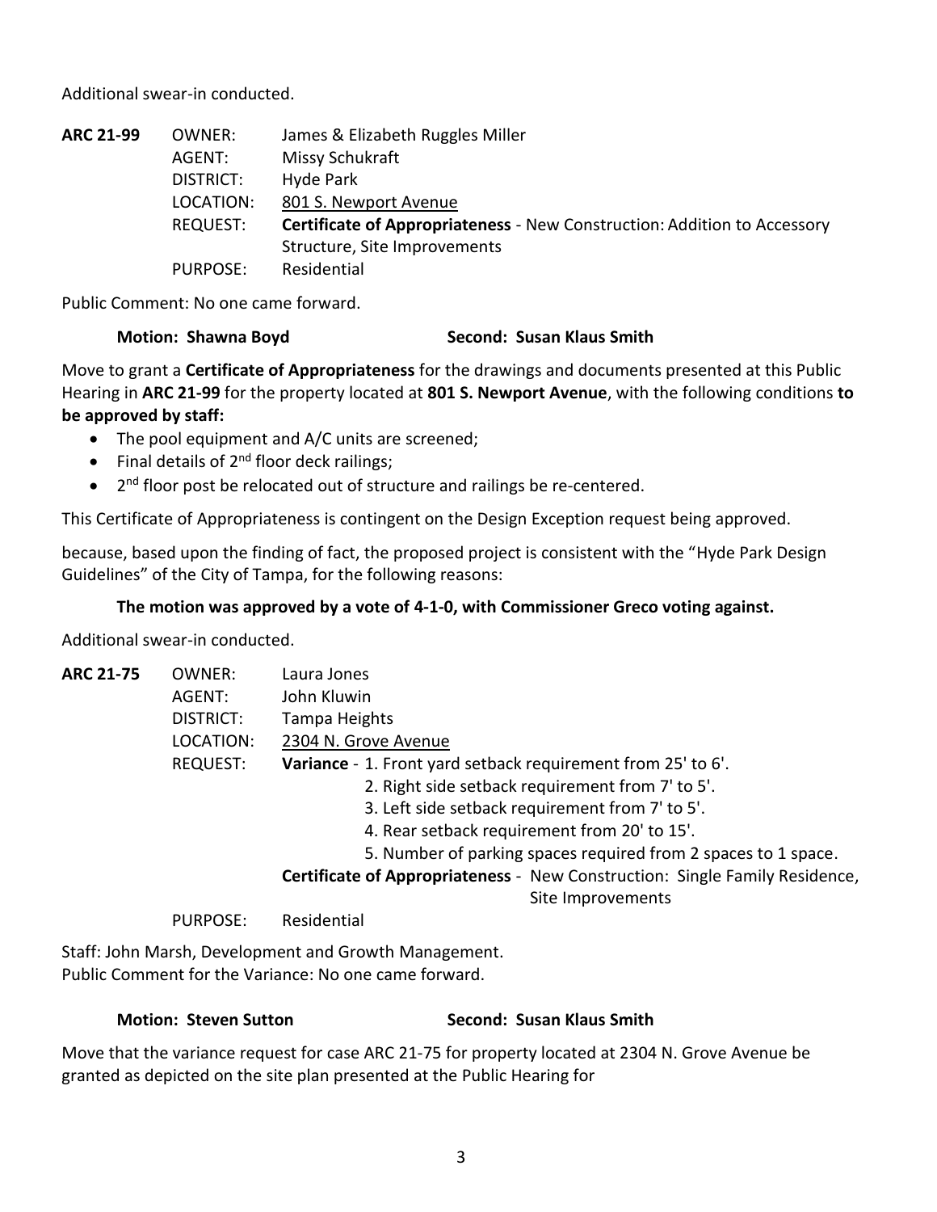Additional swear-in conducted.

| | | |
|---|---|---|
| **ARC 21-99** | OWNER: | James & Elizabeth Ruggles Miller |
| | AGENT: | Missy Schukraft |
| | DISTRICT: | Hyde Park |
| | LOCATION: | 801 S. Newport Avenue |
| | REQUEST: | **Certificate of Appropriateness** - New Construction: Addition to Accessory Structure, Site Improvements |
| | PURPOSE: | Residential |

Public Comment: No one came forward.

**Motion: Shawna Boyd** **Second: Susan Klaus Smith**

Move to grant a **Certificate of Appropriateness** for the drawings and documents presented at this Public Hearing in **ARC 21-99** for the property located at **801 S. Newport Avenue**, with the following conditions **to be approved by staff:**

- The pool equipment and A/C units are screened;
- Final details of 2nd floor deck railings;
- 2nd floor post be relocated out of structure and railings be re-centered.

This Certificate of Appropriateness is contingent on the Design Exception request being approved.

because, based upon the finding of fact, the proposed project is consistent with the "Hyde Park Design Guidelines" of the City of Tampa, for the following reasons:

**The motion was approved by a vote of 4-1-0, with Commissioner Greco voting against.**

Additional swear-in conducted.

| | | |
|---|---|---|
| **ARC 21-75** | OWNER: | Laura Jones |
| | AGENT: | John Kluwin |
| | DISTRICT: | Tampa Heights |
| | LOCATION: | 2304 N. Grove Avenue |
| | REQUEST: | **Variance** - 1. Front yard setback requirement from 25' to 6'.<br>2. Right side setback requirement from 7' to 5'.<br>3. Left side setback requirement from 7' to 5'.<br>4. Rear setback requirement from 20' to 15'.<br>5. Number of parking spaces required from 2 spaces to 1 space.<br>**Certificate of Appropriateness** - New Construction: Single Family Residence, Site Improvements |
| | PURPOSE: | Residential |

Staff: John Marsh, Development and Growth Management.
Public Comment for the Variance: No one came forward.

**Motion: Steven Sutton** **Second: Susan Klaus Smith**

Move that the variance request for case ARC 21-75 for property located at 2304 N. Grove Avenue be granted as depicted on the site plan presented at the Public Hearing for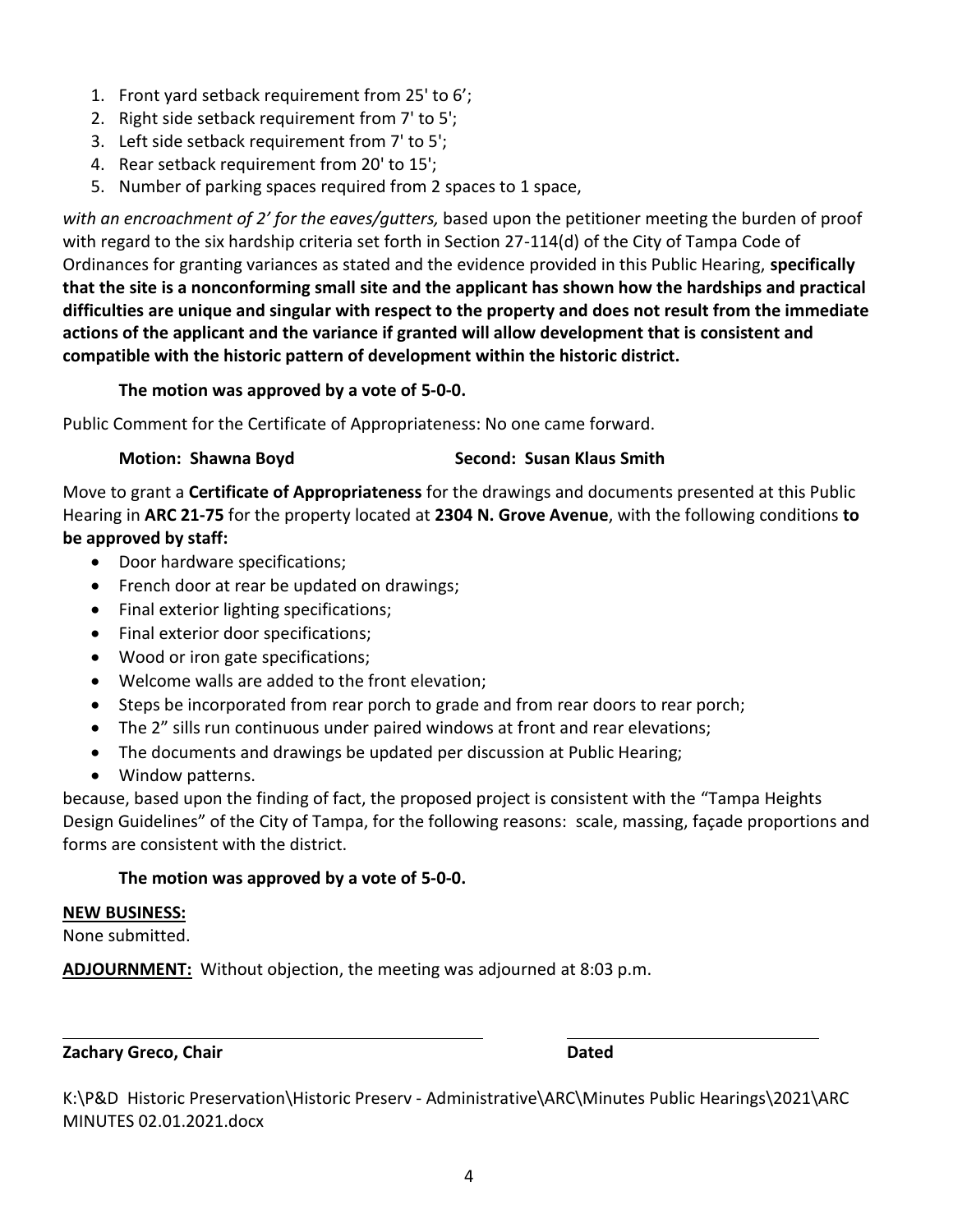1. Front yard setback requirement from 25' to 6';
2. Right side setback requirement from 7' to 5';
3. Left side setback requirement from 7' to 5';
4. Rear setback requirement from 20' to 15';
5. Number of parking spaces required from 2 spaces to 1 space,

*with an encroachment of 2' for the eaves/gutters,* based upon the petitioner meeting the burden of proof with regard to the six hardship criteria set forth in Section 27-114(d) of the City of Tampa Code of Ordinances for granting variances as stated and the evidence provided in this Public Hearing, **specifically that the site is a nonconforming small site and the applicant has shown how the hardships and practical difficulties are unique and singular with respect to the property and does not result from the immediate actions of the applicant and the variance if granted will allow development that is consistent and compatible with the historic pattern of development within the historic district.**

**The motion was approved by a vote of 5-0-0.**

Public Comment for the Certificate of Appropriateness: No one came forward.

**Motion: Shawna Boyd** **Second: Susan Klaus Smith**

Move to grant a **Certificate of Appropriateness** for the drawings and documents presented at this Public Hearing in **ARC 21-75** for the property located at **2304 N. Grove Avenue**, with the following conditions **to be approved by staff:**

- Door hardware specifications;
- French door at rear be updated on drawings;
- Final exterior lighting specifications;
- Final exterior door specifications;
- Wood or iron gate specifications;
- Welcome walls are added to the front elevation;
- Steps be incorporated from rear porch to grade and from rear doors to rear porch;
- The 2" sills run continuous under paired windows at front and rear elevations;
- The documents and drawings be updated per discussion at Public Hearing;
- Window patterns.

because, based upon the finding of fact, the proposed project is consistent with the "Tampa Heights Design Guidelines" of the City of Tampa, for the following reasons: scale, massing, façade proportions and forms are consistent with the district.

**The motion was approved by a vote of 5-0-0.**

**NEW BUSINESS:**
None submitted.

**ADJOURNMENT:** Without objection, the meeting was adjourned at 8:03 p.m.

**Zachary Greco, Chair** **Dated**

K:\P&D Historic Preservation\Historic Preserv - Administrative\ARC\Minutes Public Hearings\2021\ARC MINUTES 02.01.2021.docx